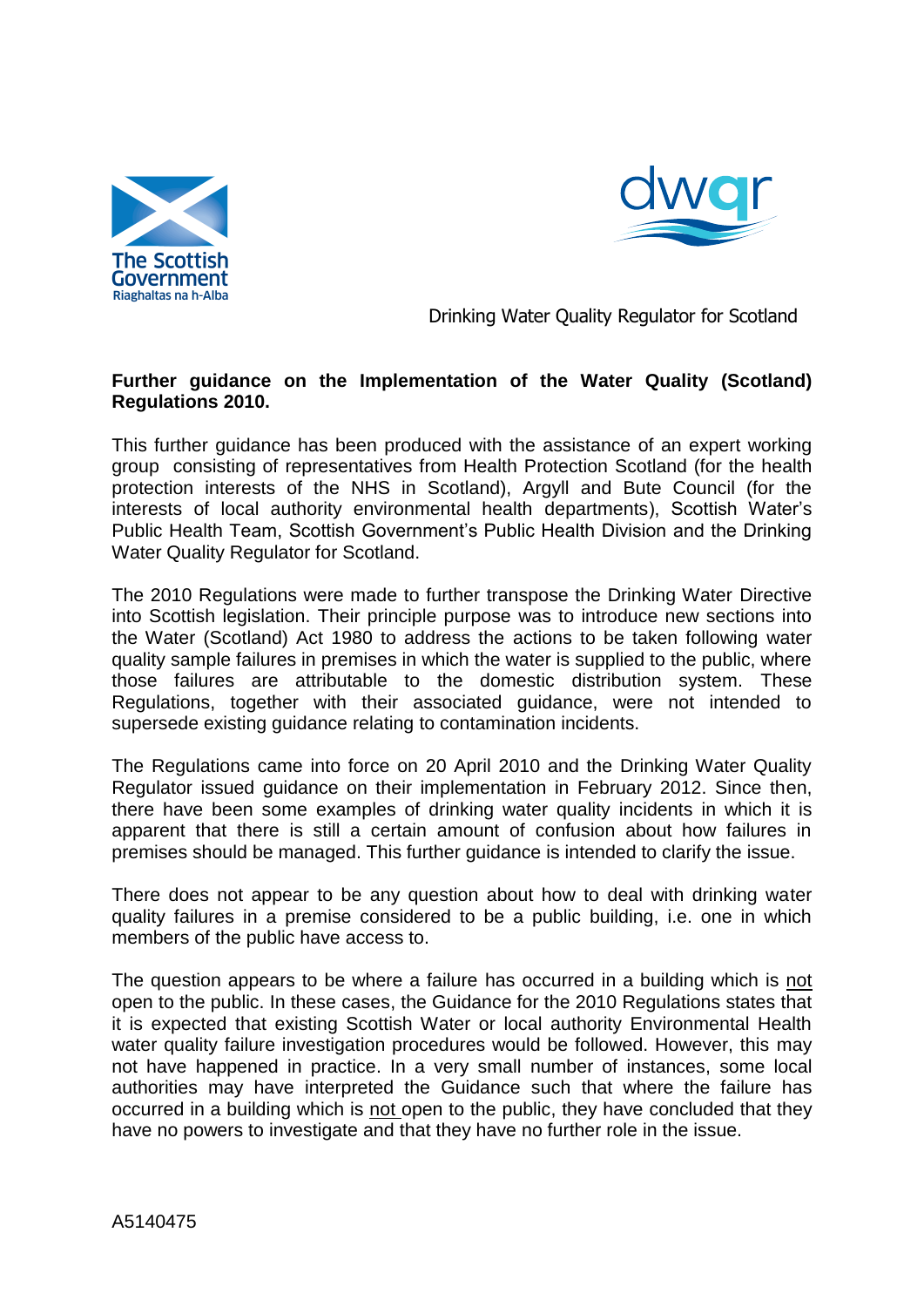The Scottish Government
Riaghaltas na h-Alba

dwqr

Drinking Water Quality Regulator for Scotland

**Further guidance on the Implementation of the Water Quality (Scotland) Regulations 2010.**

This further guidance has been produced with the assistance of an expert working group consisting of representatives from Health Protection Scotland (for the health protection interests of the NHS in Scotland), Argyll and Bute Council (for the interests of local authority environmental health departments), Scottish Water's Public Health Team, Scottish Government's Public Health Division and the Drinking Water Quality Regulator for Scotland.

The 2010 Regulations were made to further transpose the Drinking Water Directive into Scottish legislation. Their principle purpose was to introduce new sections into the Water (Scotland) Act 1980 to address the actions to be taken following water quality sample failures in premises in which the water is supplied to the public, where those failures are attributable to the domestic distribution system. These Regulations, together with their associated guidance, were not intended to supersede existing guidance relating to contamination incidents.

The Regulations came into force on 20 April 2010 and the Drinking Water Quality Regulator issued guidance on their implementation in February 2012. Since then, there have been some examples of drinking water quality incidents in which it is apparent that there is still a certain amount of confusion about how failures in premises should be managed. This further guidance is intended to clarify the issue.

There does not appear to be any question about how to deal with drinking water quality failures in a premise considered to be a public building, i.e. one in which members of the public have access to.

The question appears to be where a failure has occurred in a building which is <u>not</u> open to the public. In these cases, the Guidance for the 2010 Regulations states that it is expected that existing Scottish Water or local authority Environmental Health water quality failure investigation procedures would be followed. However, this may not have happened in practice. In a very small number of instances, some local authorities may have interpreted the Guidance such that where the failure has occurred in a building which is <u>not</u> open to the public, they have concluded that they have no powers to investigate and that they have no further role in the issue.

A5140475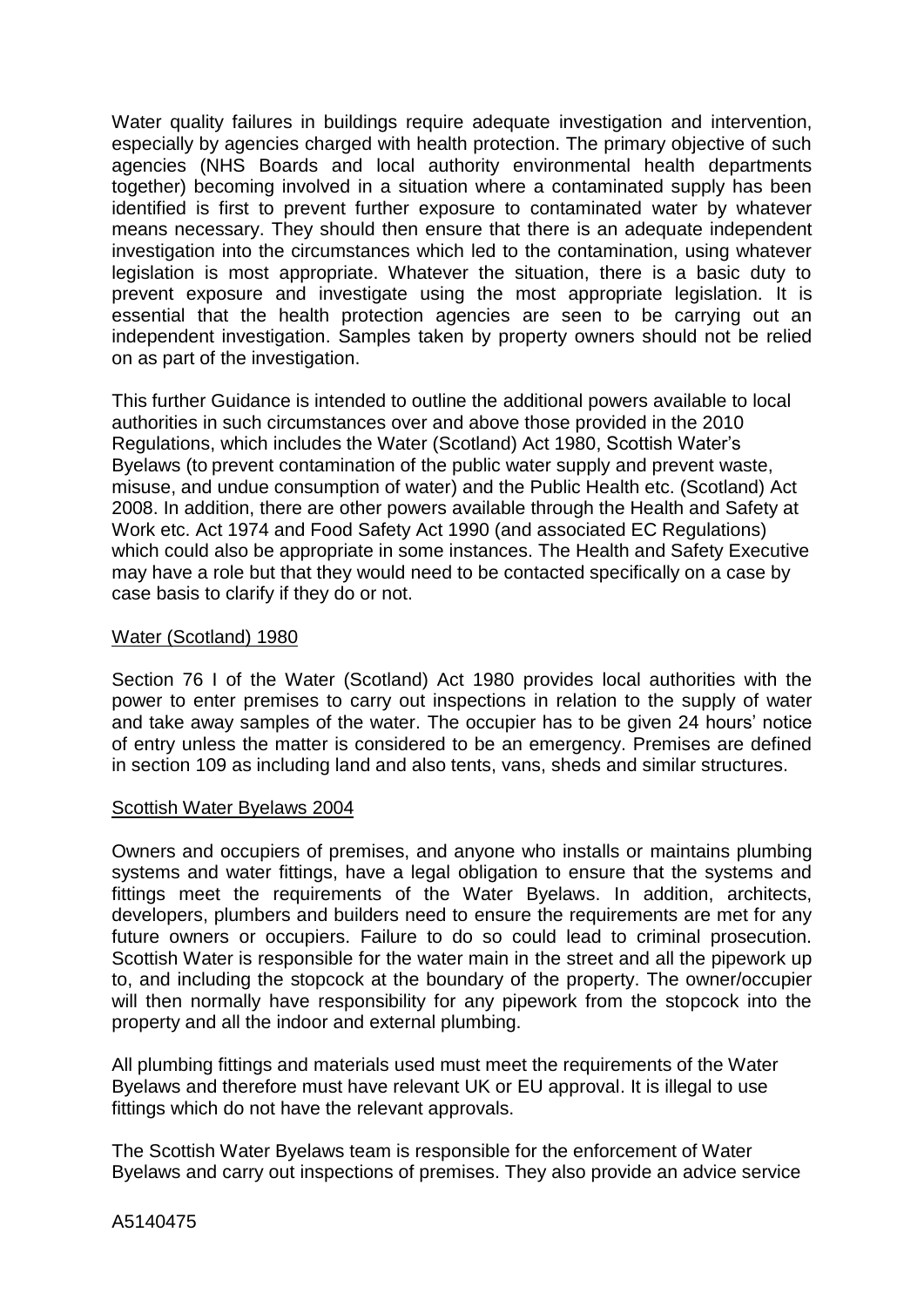Water quality failures in buildings require adequate investigation and intervention, especially by agencies charged with health protection. The primary objective of such agencies (NHS Boards and local authority environmental health departments together) becoming involved in a situation where a contaminated supply has been identified is first to prevent further exposure to contaminated water by whatever means necessary. They should then ensure that there is an adequate independent investigation into the circumstances which led to the contamination, using whatever legislation is most appropriate. Whatever the situation, there is a basic duty to prevent exposure and investigate using the most appropriate legislation. It is essential that the health protection agencies are seen to be carrying out an independent investigation. Samples taken by property owners should not be relied on as part of the investigation.

This further Guidance is intended to outline the additional powers available to local authorities in such circumstances over and above those provided in the 2010 Regulations, which includes the Water (Scotland) Act 1980, Scottish Water's Byelaws (to prevent contamination of the public water supply and prevent waste, misuse, and undue consumption of water) and the Public Health etc. (Scotland) Act 2008. In addition, there are other powers available through the Health and Safety at Work etc. Act 1974 and Food Safety Act 1990 (and associated EC Regulations) which could also be appropriate in some instances. The Health and Safety Executive may have a role but that they would need to be contacted specifically on a case by case basis to clarify if they do or not.

## Water (Scotland) 1980

Section 76 I of the Water (Scotland) Act 1980 provides local authorities with the power to enter premises to carry out inspections in relation to the supply of water and take away samples of the water. The occupier has to be given 24 hours' notice of entry unless the matter is considered to be an emergency. Premises are defined in section 109 as including land and also tents, vans, sheds and similar structures.

## Scottish Water Byelaws 2004

Owners and occupiers of premises, and anyone who installs or maintains plumbing systems and water fittings, have a legal obligation to ensure that the systems and fittings meet the requirements of the Water Byelaws. In addition, architects, developers, plumbers and builders need to ensure the requirements are met for any future owners or occupiers. Failure to do so could lead to criminal prosecution. Scottish Water is responsible for the water main in the street and all the pipework up to, and including the stopcock at the boundary of the property. The owner/occupier will then normally have responsibility for any pipework from the stopcock into the property and all the indoor and external plumbing.

All plumbing fittings and materials used must meet the requirements of the Water Byelaws and therefore must have relevant UK or EU approval. It is illegal to use fittings which do not have the relevant approvals.

The Scottish Water Byelaws team is responsible for the enforcement of Water Byelaws and carry out inspections of premises. They also provide an advice service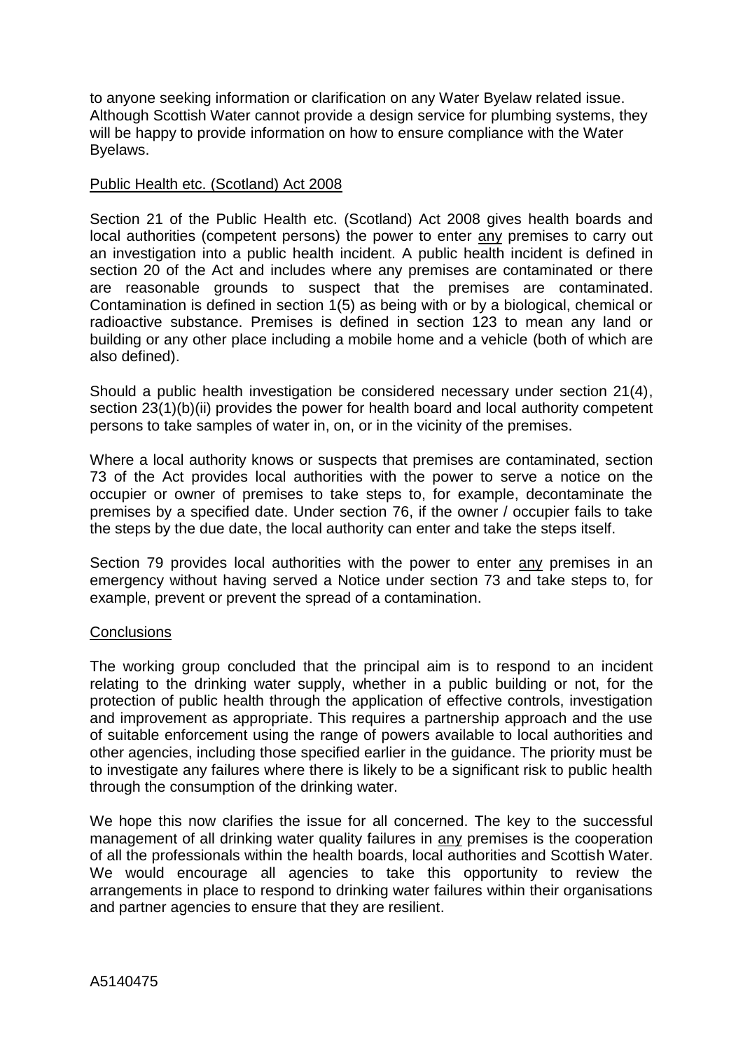to anyone seeking information or clarification on any Water Byelaw related issue. Although Scottish Water cannot provide a design service for plumbing systems, they will be happy to provide information on how to ensure compliance with the Water Byelaws.

<u>Public Health etc. (Scotland) Act 2008</u>

Section 21 of the Public Health etc. (Scotland) Act 2008 gives health boards and local authorities (competent persons) the power to enter <u>any</u> premises to carry out an investigation into a public health incident. A public health incident is defined in section 20 of the Act and includes where any premises are contaminated or there are reasonable grounds to suspect that the premises are contaminated. Contamination is defined in section 1(5) as being with or by a biological, chemical or radioactive substance. Premises is defined in section 123 to mean any land or building or any other place including a mobile home and a vehicle (both of which are also defined).

Should a public health investigation be considered necessary under section 21(4), section 23(1)(b)(ii) provides the power for health board and local authority competent persons to take samples of water in, on, or in the vicinity of the premises.

Where a local authority knows or suspects that premises are contaminated, section 73 of the Act provides local authorities with the power to serve a notice on the occupier or owner of premises to take steps to, for example, decontaminate the premises by a specified date. Under section 76, if the owner / occupier fails to take the steps by the due date, the local authority can enter and take the steps itself.

Section 79 provides local authorities with the power to enter <u>any</u> premises in an emergency without having served a Notice under section 73 and take steps to, for example, prevent or prevent the spread of a contamination.

<u>Conclusions</u>

The working group concluded that the principal aim is to respond to an incident relating to the drinking water supply, whether in a public building or not, for the protection of public health through the application of effective controls, investigation and improvement as appropriate. This requires a partnership approach and the use of suitable enforcement using the range of powers available to local authorities and other agencies, including those specified earlier in the guidance. The priority must be to investigate any failures where there is likely to be a significant risk to public health through the consumption of the drinking water.

We hope this now clarifies the issue for all concerned. The key to the successful management of all drinking water quality failures in <u>any</u> premises is the cooperation of all the professionals within the health boards, local authorities and Scottish Water. We would encourage all agencies to take this opportunity to review the arrangements in place to respond to drinking water failures within their organisations and partner agencies to ensure that they are resilient.

A5140475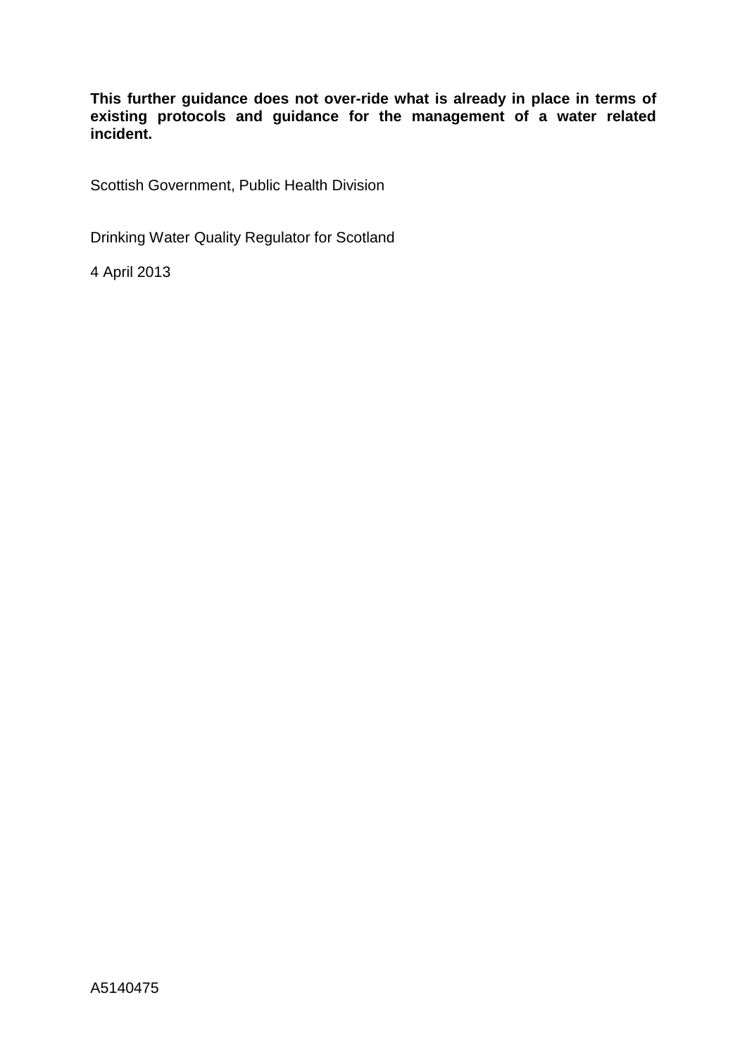**This further guidance does not over-ride what is already in place in terms of existing protocols and guidance for the management of a water related incident.**

Scottish Government, Public Health Division

Drinking Water Quality Regulator for Scotland

4 April 2013

A5140475